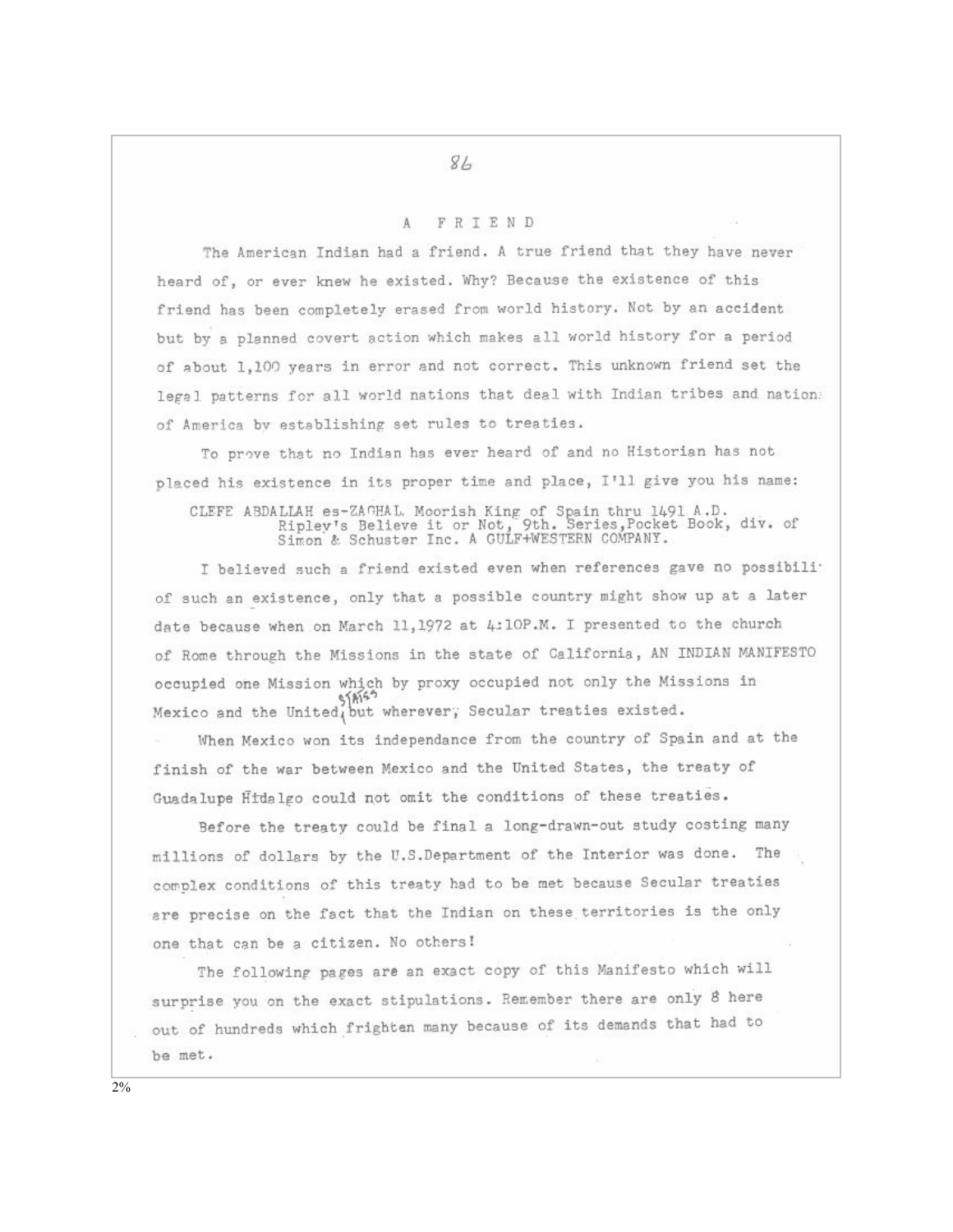# A FRIEND

The American Indian had a friend. A true friend that they have never heard of, or ever knew he existed. Why? Because the existence of this friend has been completely erased from world history. Not by an accident but by a planned covert action which makes all world history for a period of about 1,100 years in error and not correct. This unknown friend set the legal patterns for all world nations that deal with Indian tribes and nation: of America by establishing set rules to treaties.

To prove that no Indian has ever heard of and no Historian has not placed his existence in its proper time and place, I'll give you his name:

CLEFE ABDALLAH es-ZAGHAL Moorish King of Spain thru 1491 A.D.
Ripley's Believe it or Not, 9th. Series, Pocket Book, div. of Simon & Schuster Inc. A GULF+WESTERN COMPANY.

I believed such a friend existed even when references gave no possibili· of such an existence, only that a possible country might show up at a later date because when on March 11,1972 at 4:10P.M. I presented to the church of Rome through the Missions in the state of California, AN INDIAN MANIFESTO occupied one Mission which by proxy occupied not only the Missions in Mexico and the United States but wherever, Secular treaties existed.

When Mexico won its independance from the country of Spain and at the finish of the war between Mexico and the United States, the treaty of Guadalupe Hidalgo could not omit the conditions of these treaties.

Before the treaty could be final a long-drawn-out study costing many millions of dollars by the U.S.Department of the Interior was done. The complex conditions of this treaty had to be met because Secular treaties are precise on the fact that the Indian on these territories is the only one that can be a citizen. No others!

The following pages are an exact copy of this Manifesto which will surprise you on the exact stipulations. Remember there are only 8 here out of hundreds which frighten many because of its demands that had to be met.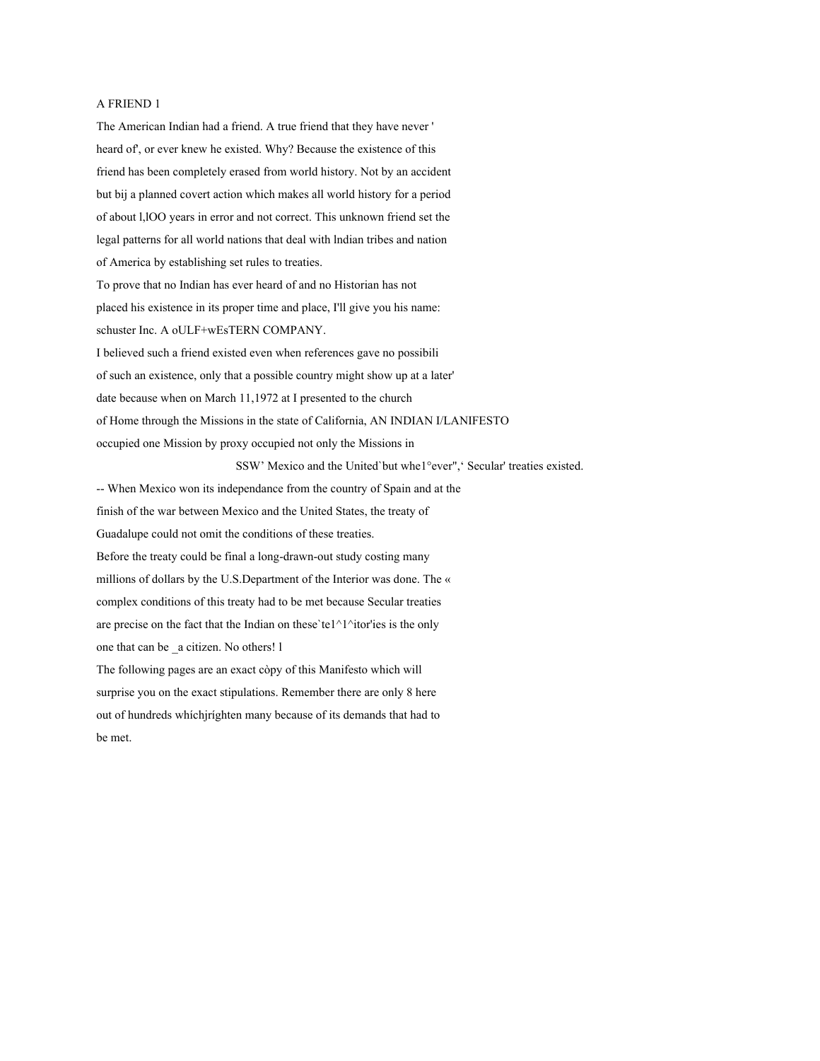A FRIEND 1

The American Indian had a friend. A true friend that they have never ' heard of', or ever knew he existed. Why? Because the existence of this friend has been completely erased from world history. Not by an accident but bij a planned covert action which makes all world history for a period of about l,lOO years in error and not correct. This unknown friend set the legal patterns for all world nations that deal with lndian tribes and nation of America by establishing set rules to treaties.

To prove that no Indian has ever heard of and no Historian has not placed his existence in its proper time and place, I'll give you his name: schuster Inc. A oULF+wEsTERN COMPANY.

I believed such a friend existed even when references gave no possibili of such an existence, only that a possible country might show up at a later' date because when on March 11,1972 at I presented to the church of Home through the Missions in the state of California, AN INDIAN I/LANIFESTO occupied one Mission by proxy occupied not only the Missions in SSW' Mexico and the United`but whe1°ever",' Secular' treaties existed.

-- When Mexico won its independance from the country of Spain and at the finish of the war between Mexico and the United States, the treaty of Guadalupe could not omit the conditions of these treaties.

Before the treaty could be final a long-drawn-out study costing many millions of dollars by the U.S.Department of the Interior was done. The « complex conditions of this treaty had to be met because Secular treaties are precise on the fact that the Indian on these`te1^1^itor'ies is the only one that can be _a citizen. No others! l

The following pages are an exact còpy of this Manifesto which will surprise you on the exact stipulations. Remember there are only 8 here out of hundreds whíchjríghten many because of its demands that had to be met.